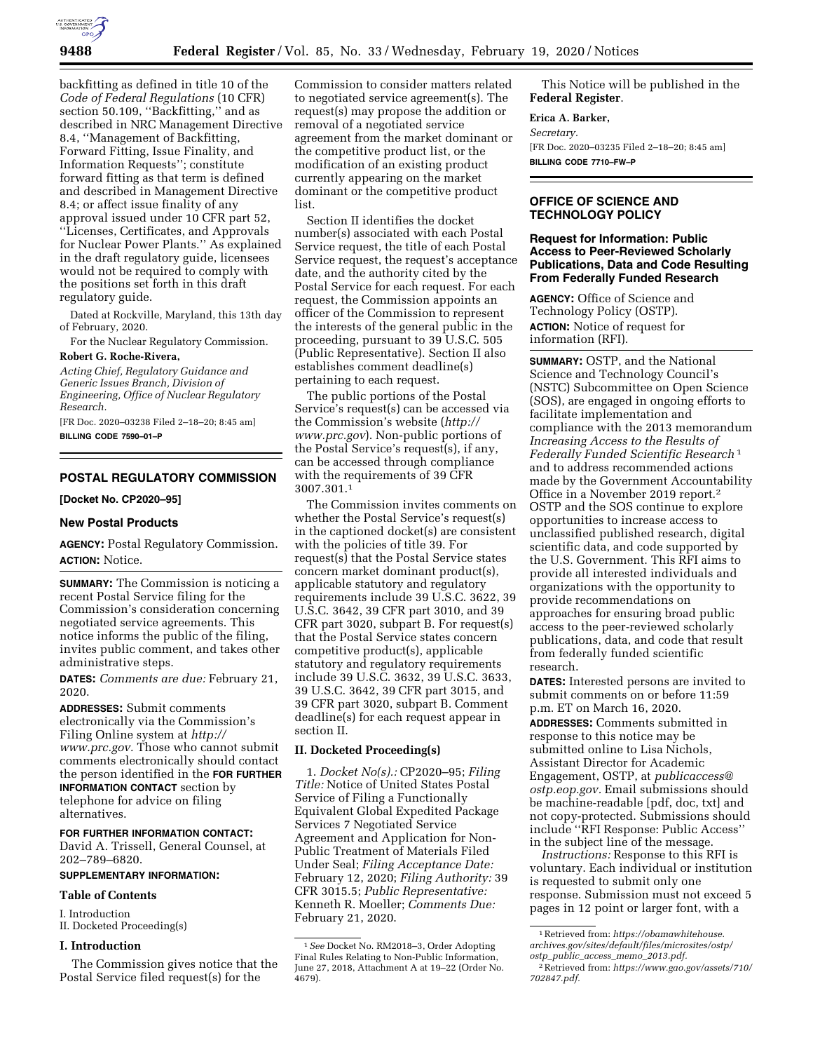backfitting as defined in title 10 of the *Code of Federal Regulations* (10 CFR) section 50.109, ''Backfitting,'' and as described in NRC Management Directive 8.4, ''Management of Backfitting, Forward Fitting, Issue Finality, and Information Requests''; constitute forward fitting as that term is defined and described in Management Directive 8.4; or affect issue finality of any approval issued under 10 CFR part 52, ''Licenses, Certificates, and Approvals for Nuclear Power Plants.'' As explained in the draft regulatory guide, licensees would not be required to comply with the positions set forth in this draft regulatory guide.

Dated at Rockville, Maryland, this 13th day of February, 2020.

For the Nuclear Regulatory Commission.

**Robert G. Roche-Rivera,**

*Acting Chief, Regulatory Guidance and Generic Issues Branch, Division of Engineering, Office of Nuclear Regulatory Research.*

[FR Doc. 2020–03238 Filed 2–18–20; 8:45 am]

**BILLING CODE 7590–01–P**

## POSTAL REGULATORY COMMISSION

**[Docket No. CP2020–95]**

### New Postal Products

**AGENCY:** Postal Regulatory Commission.

**ACTION:** Notice.

**SUMMARY:** The Commission is noticing a recent Postal Service filing for the Commission's consideration concerning negotiated service agreements. This notice informs the public of the filing, invites public comment, and takes other administrative steps.

**DATES:** *Comments are due:* February 21, 2020.

**ADDRESSES:** Submit comments electronically via the Commission's Filing Online system at *http://www.prc.gov.* Those who cannot submit comments electronically should contact the person identified in the **FOR FURTHER INFORMATION CONTACT** section by telephone for advice on filing alternatives.

**FOR FURTHER INFORMATION CONTACT:** David A. Trissell, General Counsel, at 202–789–6820.

**SUPPLEMENTARY INFORMATION:**

**Table of Contents**

I. Introduction
II. Docketed Proceeding(s)

**I. Introduction**

The Commission gives notice that the Postal Service filed request(s) for the Commission to consider matters related to negotiated service agreement(s). The request(s) may propose the addition or removal of a negotiated service agreement from the market dominant or the competitive product list, or the modification of an existing product currently appearing on the market dominant or the competitive product list.

Section II identifies the docket number(s) associated with each Postal Service request, the title of each Postal Service request, the request's acceptance date, and the authority cited by the Postal Service for each request. For each request, the Commission appoints an officer of the Commission to represent the interests of the general public in the proceeding, pursuant to 39 U.S.C. 505 (Public Representative). Section II also establishes comment deadline(s) pertaining to each request.

The public portions of the Postal Service's request(s) can be accessed via the Commission's website (*http://www.prc.gov*). Non-public portions of the Postal Service's request(s), if any, can be accessed through compliance with the requirements of 39 CFR 3007.301.[1]

The Commission invites comments on whether the Postal Service's request(s) in the captioned docket(s) are consistent with the policies of title 39. For request(s) that the Postal Service states concern market dominant product(s), applicable statutory and regulatory requirements include 39 U.S.C. 3622, 39 U.S.C. 3642, 39 CFR part 3010, and 39 CFR part 3020, subpart B. For request(s) that the Postal Service states concern competitive product(s), applicable statutory and regulatory requirements include 39 U.S.C. 3632, 39 U.S.C. 3633, 39 U.S.C. 3642, 39 CFR part 3015, and 39 CFR part 3020, subpart B. Comment deadline(s) for each request appear in section II.

**II. Docketed Proceeding(s)**

1. *Docket No(s).:* CP2020–95; *Filing Title:* Notice of United States Postal Service of Filing a Functionally Equivalent Global Expedited Package Services 7 Negotiated Service Agreement and Application for Non-Public Treatment of Materials Filed Under Seal; *Filing Acceptance Date:* February 12, 2020; *Filing Authority:* 39 CFR 3015.5; *Public Representative:* Kenneth R. Moeller; *Comments Due:* February 21, 2020.

[1] *See* Docket No. RM2018–3, Order Adopting Final Rules Relating to Non-Public Information, June 27, 2018, Attachment A at 19–22 (Order No. 4679).

This Notice will be published in the **Federal Register**.

**Erica A. Barker,**

*Secretary.*

[FR Doc. 2020–03235 Filed 2–18–20; 8:45 am]

**BILLING CODE 7710–FW–P**

## OFFICE OF SCIENCE AND TECHNOLOGY POLICY

### Request for Information: Public Access to Peer-Reviewed Scholarly Publications, Data and Code Resulting From Federally Funded Research

**AGENCY:** Office of Science and Technology Policy (OSTP).

**ACTION:** Notice of request for information (RFI).

**SUMMARY:** OSTP, and the National Science and Technology Council's (NSTC) Subcommittee on Open Science (SOS), are engaged in ongoing efforts to facilitate implementation and compliance with the 2013 memorandum *Increasing Access to the Results of Federally Funded Scientific Research*[1] and to address recommended actions made by the Government Accountability Office in a November 2019 report.[2] OSTP and the SOS continue to explore opportunities to increase access to unclassified published research, digital scientific data, and code supported by the U.S. Government. This RFI aims to provide all interested individuals and organizations with the opportunity to provide recommendations on approaches for ensuring broad public access to the peer-reviewed scholarly publications, data, and code that result from federally funded scientific research.

**DATES:** Interested persons are invited to submit comments on or before 11:59 p.m. ET on March 16, 2020.

**ADDRESSES:** Comments submitted in response to this notice may be submitted online to Lisa Nichols, Assistant Director for Academic Engagement, OSTP, at *publicaccess@ostp.eop.gov.* Email submissions should be machine-readable [pdf, doc, txt] and not copy-protected. Submissions should include ''RFI Response: Public Access'' in the subject line of the message.

*Instructions:* Response to this RFI is voluntary. Each individual or institution is requested to submit only one response. Submission must not exceed 5 pages in 12 point or larger font, with a

[1] Retrieved from: *https://obamawhitehouse.archives.gov/sites/default/files/microsites/ostp/ostp_public_access_memo_2013.pdf.*

[2] Retrieved from: *https://www.gao.gov/assets/710/702847.pdf.*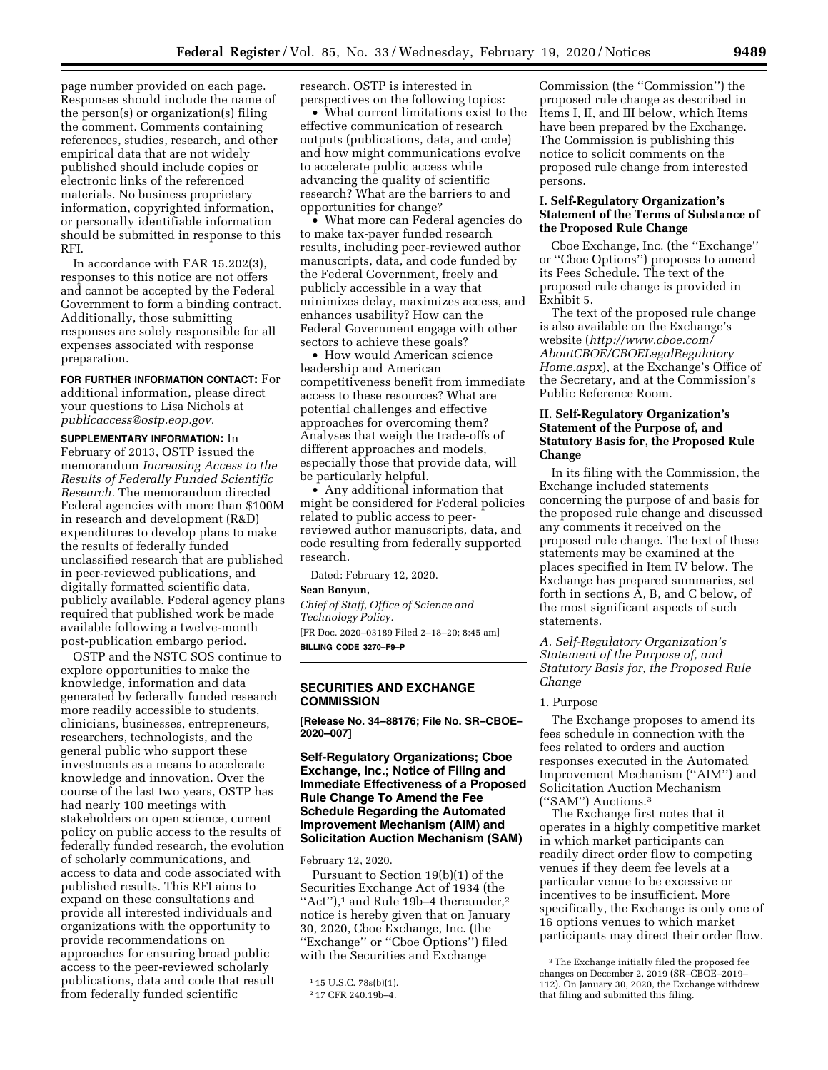page number provided on each page. Responses should include the name of the person(s) or organization(s) filing the comment. Comments containing references, studies, research, and other empirical data that are not widely published should include copies or electronic links of the referenced materials. No business proprietary information, copyrighted information, or personally identifiable information should be submitted in response to this RFI.

In accordance with FAR 15.202(3), responses to this notice are not offers and cannot be accepted by the Federal Government to form a binding contract. Additionally, those submitting responses are solely responsible for all expenses associated with response preparation.

**FOR FURTHER INFORMATION CONTACT:** For additional information, please direct your questions to Lisa Nichols at *publicaccess@ostp.eop.gov.*

**SUPPLEMENTARY INFORMATION:** In February of 2013, OSTP issued the memorandum *Increasing Access to the Results of Federally Funded Scientific Research.* The memorandum directed Federal agencies with more than $100M in research and development (R&D) expenditures to develop plans to make the results of federally funded unclassified research that are published in peer-reviewed publications, and digitally formatted scientific data, publicly available. Federal agency plans required that published work be made available following a twelve-month post-publication embargo period.

OSTP and the NSTC SOS continue to explore opportunities to make the knowledge, information and data generated by federally funded research more readily accessible to students, clinicians, businesses, entrepreneurs, researchers, technologists, and the general public who support these investments as a means to accelerate knowledge and innovation. Over the course of the last two years, OSTP has had nearly 100 meetings with stakeholders on open science, current policy on public access to the results of federally funded research, the evolution of scholarly communications, and access to data and code associated with published results. This RFI aims to expand on these consultations and provide all interested individuals and organizations with the opportunity to provide recommendations on approaches for ensuring broad public access to the peer-reviewed scholarly publications, data and code that result from federally funded scientific research. OSTP is interested in perspectives on the following topics:

- What current limitations exist to the effective communication of research outputs (publications, data, and code) and how might communications evolve to accelerate public access while advancing the quality of scientific research? What are the barriers to and opportunities for change?
- What more can Federal agencies do to make tax-payer funded research results, including peer-reviewed author manuscripts, data, and code funded by the Federal Government, freely and publicly accessible in a way that minimizes delay, maximizes access, and enhances usability? How can the Federal Government engage with other sectors to achieve these goals?
- How would American science leadership and American competitiveness benefit from immediate access to these resources? What are potential challenges and effective approaches for overcoming them? Analyses that weigh the trade-offs of different approaches and models, especially those that provide data, will be particularly helpful.
- Any additional information that might be considered for Federal policies related to public access to peer-reviewed author manuscripts, data, and code resulting from federally supported research.

Dated: February 12, 2020.

**Sean Bonyun,**

*Chief of Staff, Office of Science and Technology Policy.*

[FR Doc. 2020–03189 Filed 2–18–20; 8:45 am]

**BILLING CODE 3270–F9–P**

## SECURITIES AND EXCHANGE COMMISSION

**[Release No. 34–88176; File No. SR–CBOE–2020–007]**

### Self-Regulatory Organizations; Cboe Exchange, Inc.; Notice of Filing and Immediate Effectiveness of a Proposed Rule Change To Amend the Fee Schedule Regarding the Automated Improvement Mechanism (AIM) and Solicitation Auction Mechanism (SAM)

February 12, 2020.

Pursuant to Section 19(b)(1) of the Securities Exchange Act of 1934 (the ''Act''),[1] and Rule 19b–4 thereunder,[2] notice is hereby given that on January 30, 2020, Cboe Exchange, Inc. (the ''Exchange'' or ''Cboe Options'') filed with the Securities and Exchange Commission (the ''Commission'') the proposed rule change as described in Items I, II, and III below, which Items have been prepared by the Exchange. The Commission is publishing this notice to solicit comments on the proposed rule change from interested persons.

#### I. Self-Regulatory Organization's Statement of the Terms of Substance of the Proposed Rule Change

Cboe Exchange, Inc. (the ''Exchange'' or ''Cboe Options'') proposes to amend its Fees Schedule. The text of the proposed rule change is provided in Exhibit 5.

The text of the proposed rule change is also available on the Exchange's website (*http://www.cboe.com/AboutCBOE/CBOELegalRegulatoryHome.aspx*), at the Exchange's Office of the Secretary, and at the Commission's Public Reference Room.

#### II. Self-Regulatory Organization's Statement of the Purpose of, and Statutory Basis for, the Proposed Rule Change

In its filing with the Commission, the Exchange included statements concerning the purpose of and basis for the proposed rule change and discussed any comments it received on the proposed rule change. The text of these statements may be examined at the places specified in Item IV below. The Exchange has prepared summaries, set forth in sections A, B, and C below, of the most significant aspects of such statements.

*A. Self-Regulatory Organization's Statement of the Purpose of, and Statutory Basis for, the Proposed Rule Change*

1. Purpose

The Exchange proposes to amend its fees schedule in connection with the fees related to orders and auction responses executed in the Automated Improvement Mechanism (''AIM'') and Solicitation Auction Mechanism (''SAM'') Auctions.[3]

The Exchange first notes that it operates in a highly competitive market in which market participants can readily direct order flow to competing venues if they deem fee levels at a particular venue to be excessive or incentives to be insufficient. More specifically, the Exchange is only one of 16 options venues to which market participants may direct their order flow.

[1] 15 U.S.C. 78s(b)(1).

[2] 17 CFR 240.19b–4.

[3] The Exchange initially filed the proposed fee changes on December 2, 2019 (SR–CBOE–2019–112). On January 30, 2020, the Exchange withdrew that filing and submitted this filing.